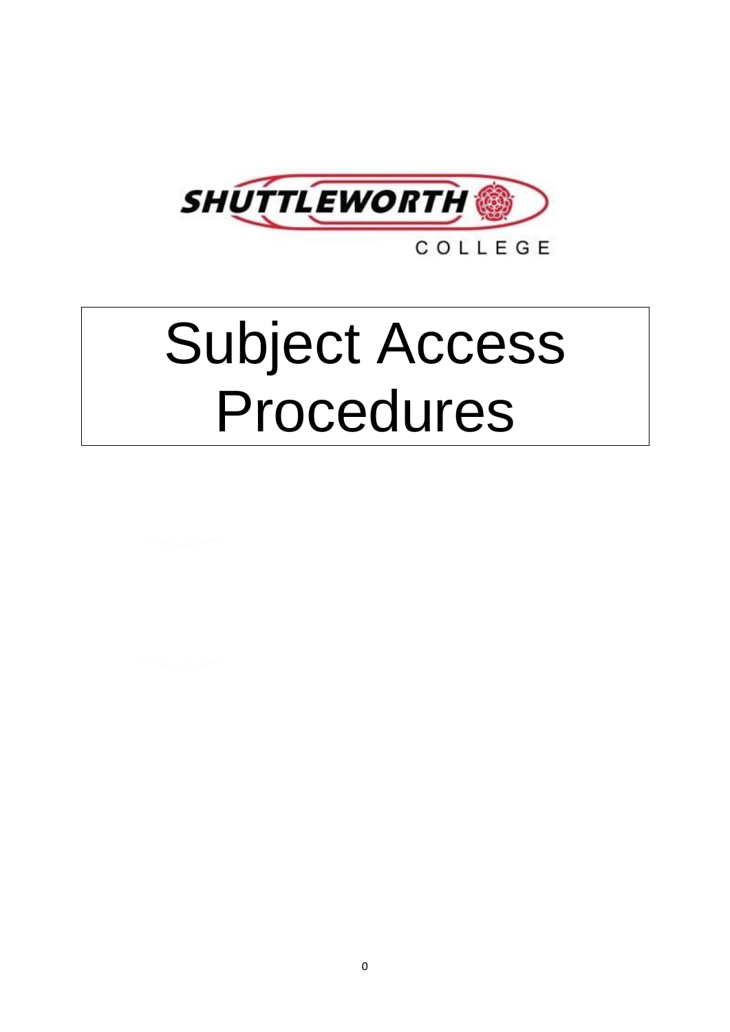SHUTTLEWORTH

COLLEGE

# Subject Access Procedures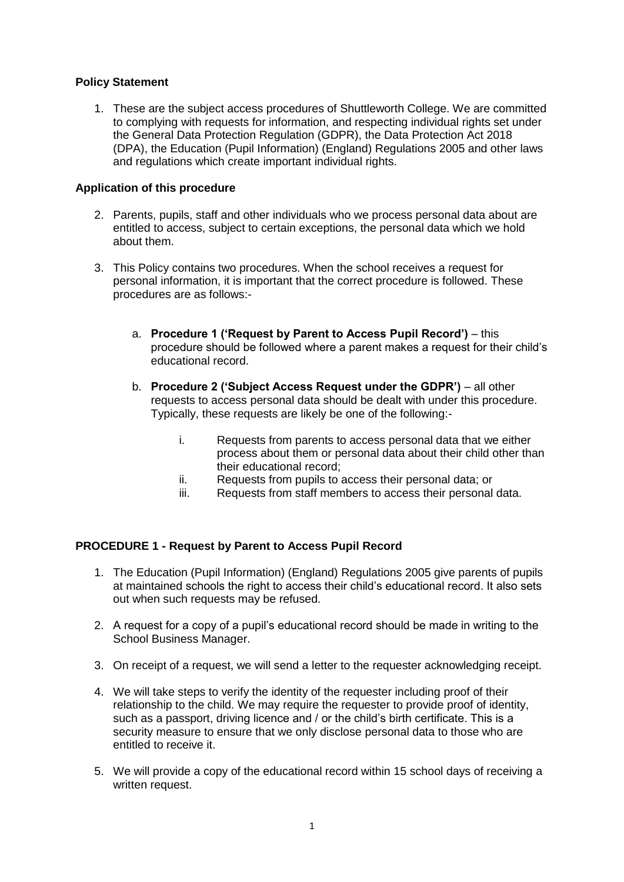### Policy Statement

1. These are the subject access procedures of Shuttleworth College. We are committed to complying with requests for information, and respecting individual rights set under the General Data Protection Regulation (GDPR), the Data Protection Act 2018 (DPA), the Education (Pupil Information) (England) Regulations 2005 and other laws and regulations which create important individual rights.

### Application of this procedure

2. Parents, pupils, staff and other individuals who we process personal data about are entitled to access, subject to certain exceptions, the personal data which we hold about them.

3. This Policy contains two procedures. When the school receives a request for personal information, it is important that the correct procedure is followed. These procedures are as follows:-

    a. **Procedure 1 ('Request by Parent to Access Pupil Record')** – this procedure should be followed where a parent makes a request for their child's educational record.

    b. **Procedure 2 ('Subject Access Request under the GDPR')** – all other requests to access personal data should be dealt with under this procedure. Typically, these requests are likely be one of the following:-

        i. Requests from parents to access personal data that we either process about them or personal data about their child other than their educational record;
        ii. Requests from pupils to access their personal data; or
        iii. Requests from staff members to access their personal data.

### PROCEDURE 1 - Request by Parent to Access Pupil Record

1. The Education (Pupil Information) (England) Regulations 2005 give parents of pupils at maintained schools the right to access their child's educational record. It also sets out when such requests may be refused.

2. A request for a copy of a pupil's educational record should be made in writing to the School Business Manager.

3. On receipt of a request, we will send a letter to the requester acknowledging receipt.

4. We will take steps to verify the identity of the requester including proof of their relationship to the child. We may require the requester to provide proof of identity, such as a passport, driving licence and / or the child's birth certificate. This is a security measure to ensure that we only disclose personal data to those who are entitled to receive it.

5. We will provide a copy of the educational record within 15 school days of receiving a written request.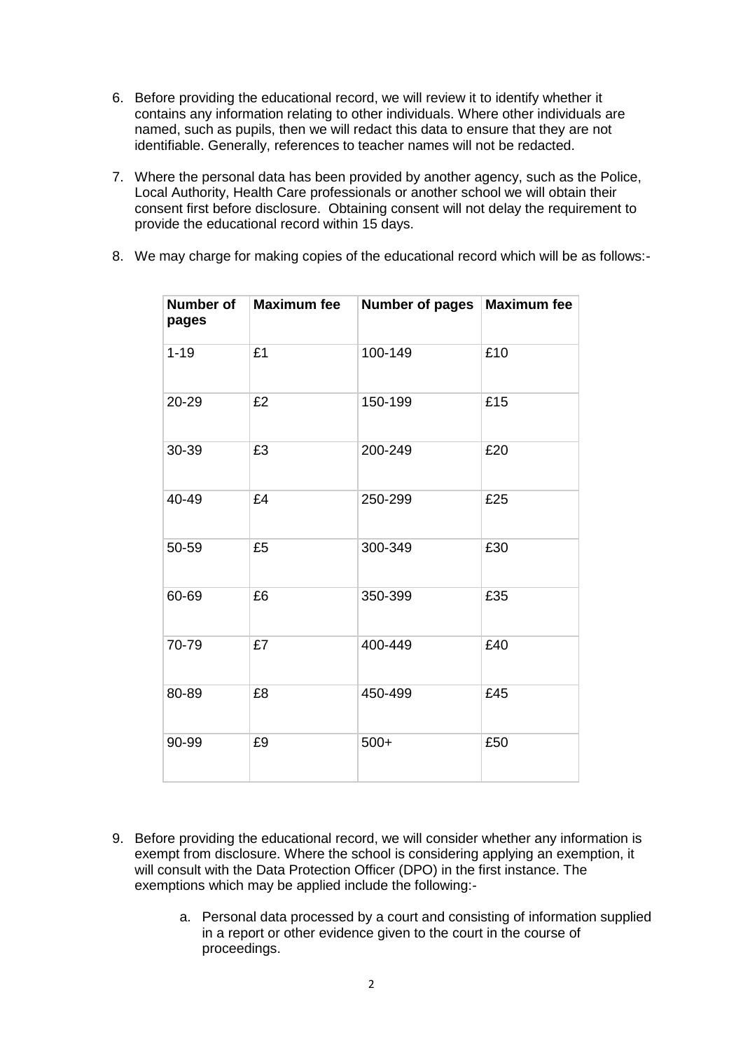6. Before providing the educational record, we will review it to identify whether it contains any information relating to other individuals. Where other individuals are named, such as pupils, then we will redact this data to ensure that they are not identifiable. Generally, references to teacher names will not be redacted.

7. Where the personal data has been provided by another agency, such as the Police, Local Authority, Health Care professionals or another school we will obtain their consent first before disclosure. Obtaining consent will not delay the requirement to provide the educational record within 15 days.

8. We may charge for making copies of the educational record which will be as follows:-

| Number of pages | Maximum fee | Number of pages | Maximum fee |
|---|---|---|---|
| 1-19 | £1 | 100-149 | £10 |
| 20-29 | £2 | 150-199 | £15 |
| 30-39 | £3 | 200-249 | £20 |
| 40-49 | £4 | 250-299 | £25 |
| 50-59 | £5 | 300-349 | £30 |
| 60-69 | £6 | 350-399 | £35 |
| 70-79 | £7 | 400-449 | £40 |
| 80-89 | £8 | 450-499 | £45 |
| 90-99 | £9 | 500+ | £50 |

9. Before providing the educational record, we will consider whether any information is exempt from disclosure. Where the school is considering applying an exemption, it will consult with the Data Protection Officer (DPO) in the first instance. The exemptions which may be applied include the following:-

    a. Personal data processed by a court and consisting of information supplied in a report or other evidence given to the court in the course of proceedings.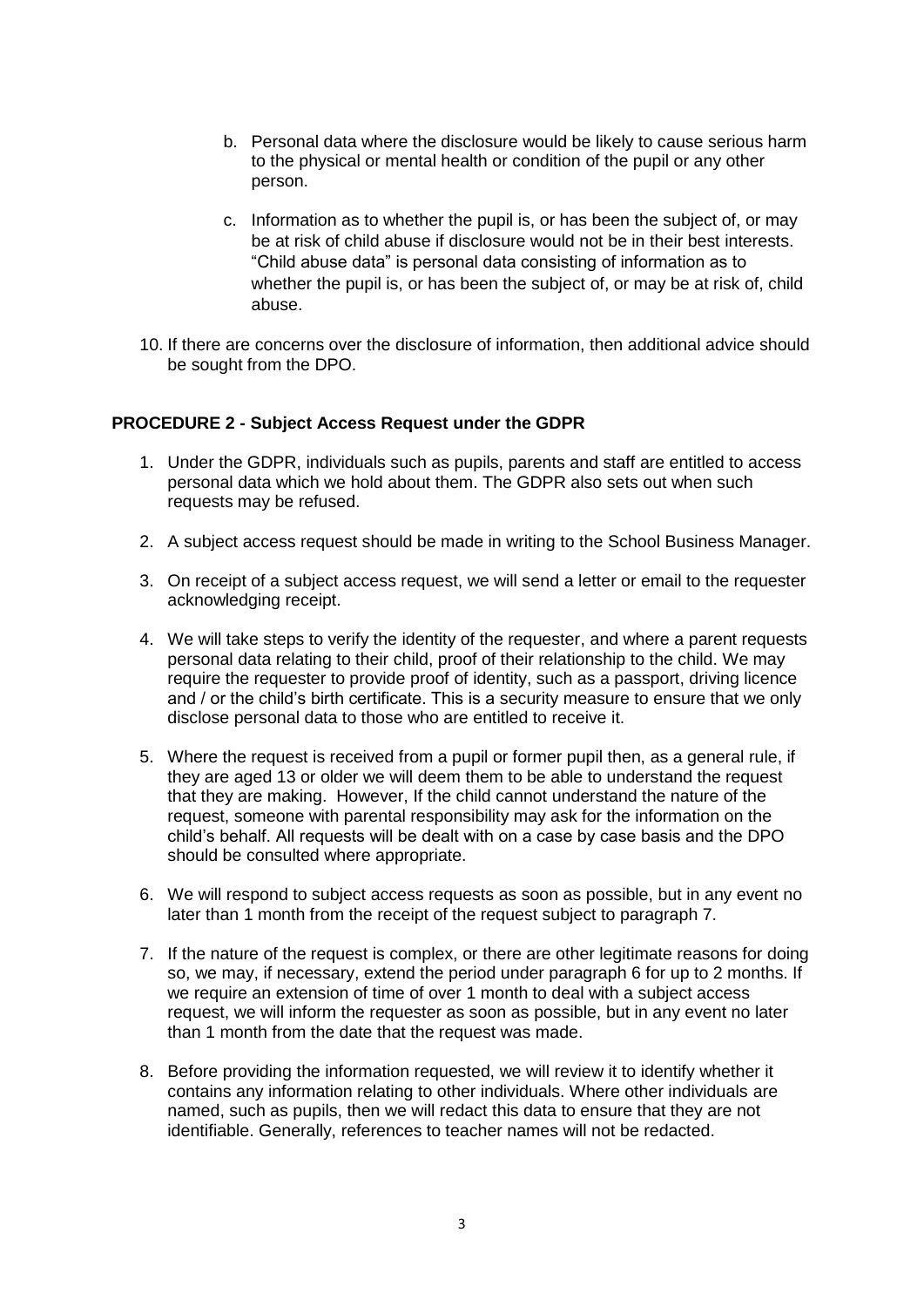b. Personal data where the disclosure would be likely to cause serious harm to the physical or mental health or condition of the pupil or any other person.

c. Information as to whether the pupil is, or has been the subject of, or may be at risk of child abuse if disclosure would not be in their best interests. "Child abuse data" is personal data consisting of information as to whether the pupil is, or has been the subject of, or may be at risk of, child abuse.

10. If there are concerns over the disclosure of information, then additional advice should be sought from the DPO.

**PROCEDURE 2 - Subject Access Request under the GDPR**

1. Under the GDPR, individuals such as pupils, parents and staff are entitled to access personal data which we hold about them. The GDPR also sets out when such requests may be refused.

2. A subject access request should be made in writing to the School Business Manager.

3. On receipt of a subject access request, we will send a letter or email to the requester acknowledging receipt.

4. We will take steps to verify the identity of the requester, and where a parent requests personal data relating to their child, proof of their relationship to the child. We may require the requester to provide proof of identity, such as a passport, driving licence and / or the child's birth certificate. This is a security measure to ensure that we only disclose personal data to those who are entitled to receive it.

5. Where the request is received from a pupil or former pupil then, as a general rule, if they are aged 13 or older we will deem them to be able to understand the request that they are making. However, If the child cannot understand the nature of the request, someone with parental responsibility may ask for the information on the child's behalf. All requests will be dealt with on a case by case basis and the DPO should be consulted where appropriate.

6. We will respond to subject access requests as soon as possible, but in any event no later than 1 month from the receipt of the request subject to paragraph 7.

7. If the nature of the request is complex, or there are other legitimate reasons for doing so, we may, if necessary, extend the period under paragraph 6 for up to 2 months. If we require an extension of time of over 1 month to deal with a subject access request, we will inform the requester as soon as possible, but in any event no later than 1 month from the date that the request was made.

8. Before providing the information requested, we will review it to identify whether it contains any information relating to other individuals. Where other individuals are named, such as pupils, then we will redact this data to ensure that they are not identifiable. Generally, references to teacher names will not be redacted.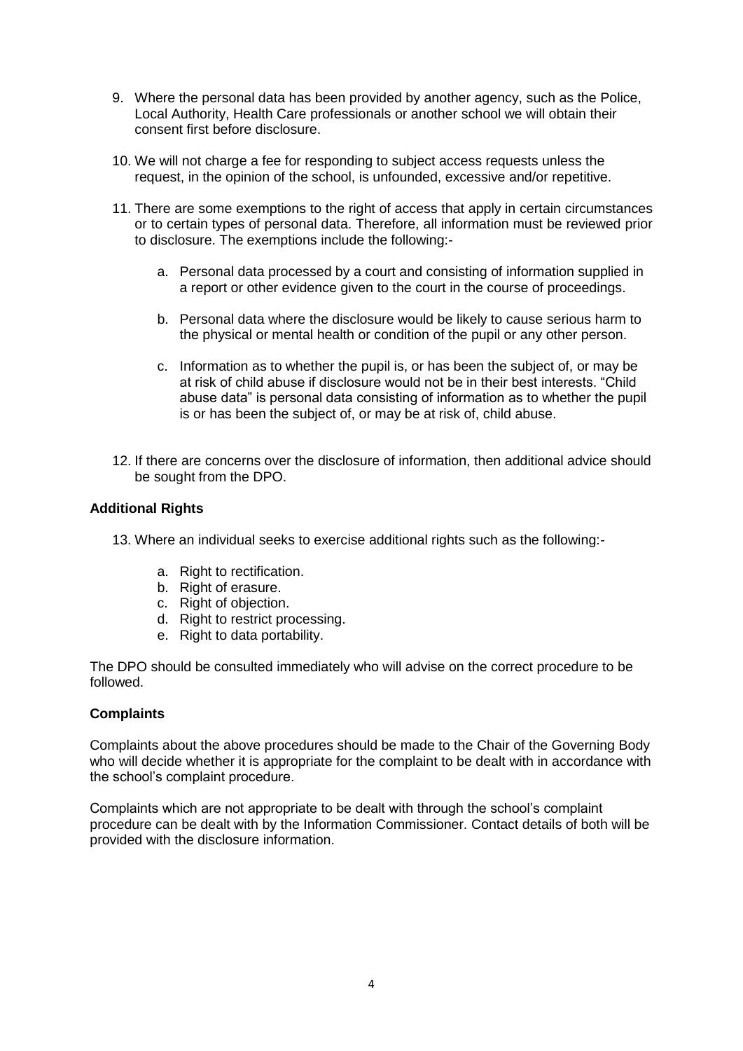9. Where the personal data has been provided by another agency, such as the Police, Local Authority, Health Care professionals or another school we will obtain their consent first before disclosure.

10. We will not charge a fee for responding to subject access requests unless the request, in the opinion of the school, is unfounded, excessive and/or repetitive.

11. There are some exemptions to the right of access that apply in certain circumstances or to certain types of personal data. Therefore, all information must be reviewed prior to disclosure. The exemptions include the following:-

    a. Personal data processed by a court and consisting of information supplied in a report or other evidence given to the court in the course of proceedings.

    b. Personal data where the disclosure would be likely to cause serious harm to the physical or mental health or condition of the pupil or any other person.

    c. Information as to whether the pupil is, or has been the subject of, or may be at risk of child abuse if disclosure would not be in their best interests. "Child abuse data" is personal data consisting of information as to whether the pupil is or has been the subject of, or may be at risk of, child abuse.

12. If there are concerns over the disclosure of information, then additional advice should be sought from the DPO.

**Additional Rights**

13. Where an individual seeks to exercise additional rights such as the following:-

    a. Right to rectification.
    b. Right of erasure.
    c. Right of objection.
    d. Right to restrict processing.
    e. Right to data portability.

The DPO should be consulted immediately who will advise on the correct procedure to be followed.

**Complaints**

Complaints about the above procedures should be made to the Chair of the Governing Body who will decide whether it is appropriate for the complaint to be dealt with in accordance with the school's complaint procedure.

Complaints which are not appropriate to be dealt with through the school's complaint procedure can be dealt with by the Information Commissioner. Contact details of both will be provided with the disclosure information.